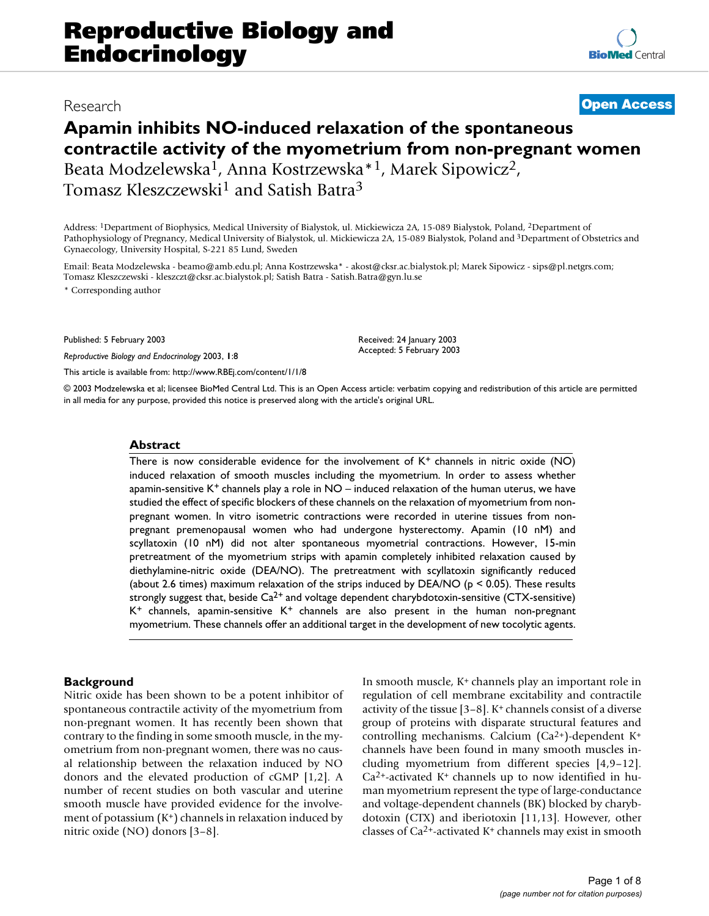# Apamin inhibits NO-induced relaxation of the spontaneous contractile activity of the myometrium from non-pregnant women

Research | Open Access

Beata Modzelewska[1], Anna Kostrzewska*[1], Marek Sipowicz[2], Tomasz Kleszczewski[1] and Satish Batra[3]

Address: [1]Department of Biophysics, Medical University of Bialystok, ul. Mickiewicza 2A, 15-089 Bialystok, Poland, [2]Department of Pathophysiology of Pregnancy, Medical University of Bialystok, ul. Mickiewicza 2A, 15-089 Bialystok, Poland and [3]Department of Obstetrics and Gynaecology, University Hospital, S-221 85 Lund, Sweden

Email: Beata Modzelewska - beamo@amb.edu.pl; Anna Kostrzewska* - akost@cksr.ac.bialystok.pl; Marek Sipowicz - sips@pl.netgrs.com; Tomasz Kleszczewski - kleszczt@cksr.ac.bialystok.pl; Satish Batra - Satish.Batra@gyn.lu.se

* Corresponding author

Published: 5 February 2003

*Reproductive Biology and Endocrinology* 2003, **1**:8

This article is available from: http://www.RBEj.com/content/1/1/8

Received: 24 January 2003
Accepted: 5 February 2003

© 2003 Modzelewska et al; licensee BioMed Central Ltd. This is an Open Access article: verbatim copying and redistribution of this article are permitted in all media for any purpose, provided this notice is preserved along with the article's original URL.

## Abstract

There is now considerable evidence for the involvement of $K^+$ channels in nitric oxide (NO) induced relaxation of smooth muscles including the myometrium. In order to assess whether apamin-sensitive $K^+$ channels play a role in NO – induced relaxation of the human uterus, we have studied the effect of specific blockers of these channels on the relaxation of myometrium from non-pregnant women. In vitro isometric contractions were recorded in uterine tissues from non-pregnant premenopausal women who had undergone hysterectomy. Apamin (10 nM) and scyllatoxin (10 nM) did not alter spontaneous myometrial contractions. However, 15-min pretreatment of the myometrium strips with apamin completely inhibited relaxation caused by diethylamine-nitric oxide (DEA/NO). The pretreatment with scyllatoxin significantly reduced (about 2.6 times) maximum relaxation of the strips induced by DEA/NO ($p < 0.05$). These results strongly suggest that, beside $Ca^{2+}$ and voltage dependent charybdotoxin-sensitive (CTX-sensitive) $K^+$ channels, apamin-sensitive $K^+$ channels are also present in the human non-pregnant myometrium. These channels offer an additional target in the development of new tocolytic agents.

## Background

Nitric oxide has been shown to be a potent inhibitor of spontaneous contractile activity of the myometrium from non-pregnant women. It has recently been shown that contrary to the finding in some smooth muscle, in the myometrium from non-pregnant women, there was no causal relationship between the relaxation induced by NO donors and the elevated production of cGMP [1,2]. A number of recent studies on both vascular and uterine smooth muscle have provided evidence for the involvement of potassium ($K^+$) channels in relaxation induced by nitric oxide (NO) donors [3–8].

In smooth muscle, $K^+$ channels play an important role in regulation of cell membrane excitability and contractile activity of the tissue [3–8]. $K^+$ channels consist of a diverse group of proteins with disparate structural features and controlling mechanisms. Calcium ($Ca^{2+}$)-dependent $K^+$ channels have been found in many smooth muscles including myometrium from different species [4,9–12]. $Ca^{2+}$-activated $K^+$ channels up to now identified in human myometrium represent the type of large-conductance and voltage-dependent channels (BK) blocked by charybdotoxin (CTX) and iberiotoxin [11,13]. However, other classes of $Ca^{2+}$-activated $K^+$ channels may exist in smooth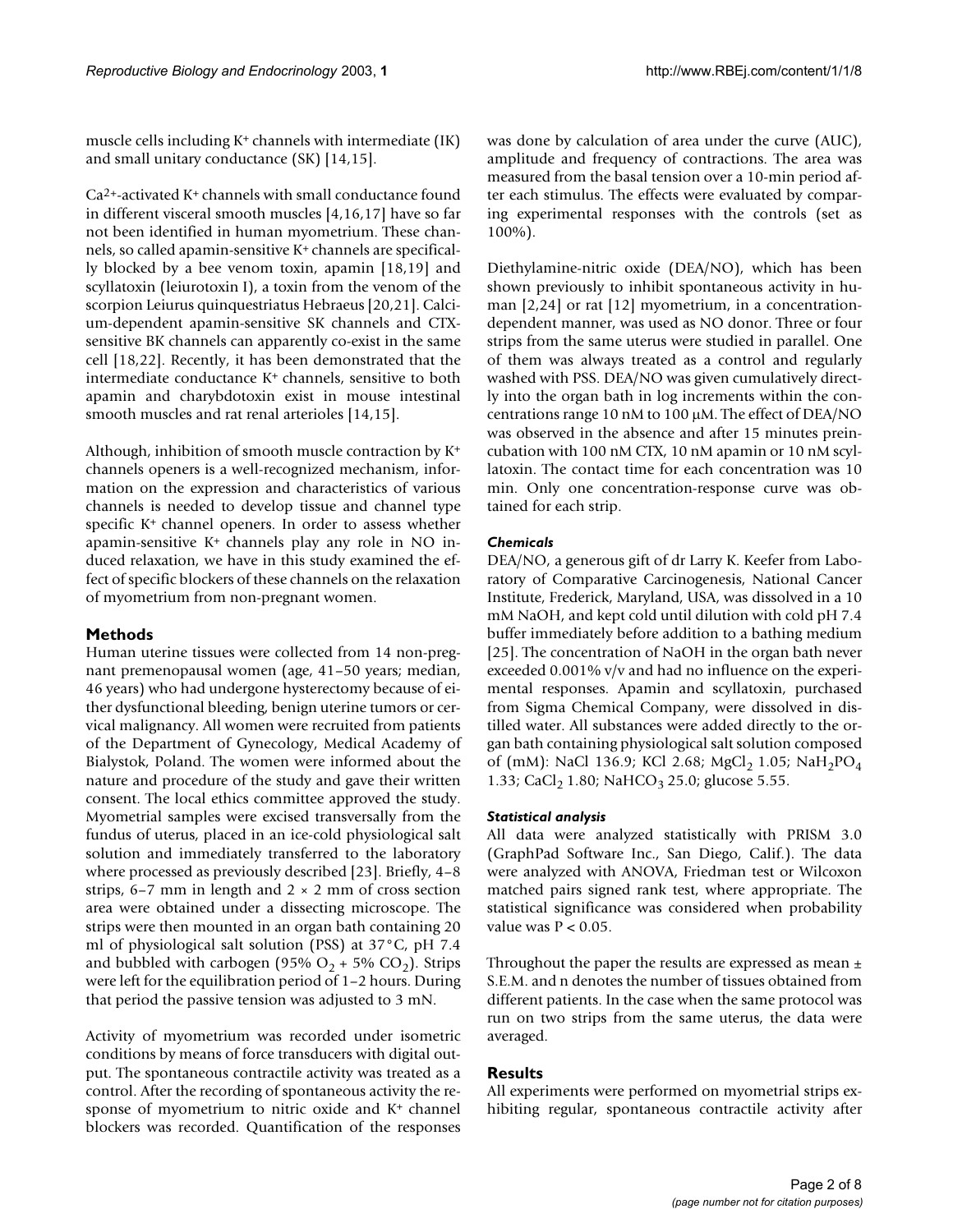muscle cells including $K^+$ channels with intermediate (IK) and small unitary conductance (SK) [14,15].

$Ca^{2+}$-activated $K^+$ channels with small conductance found in different visceral smooth muscles [4,16,17] have so far not been identified in human myometrium. These channels, so called apamin-sensitive $K^+$ channels are specifically blocked by a bee venom toxin, apamin [18,19] and scyllatoxin (leiurotoxin I), a toxin from the venom of the scorpion Leiurus quinquestriatus Hebraeus [20,21]. Calcium-dependent apamin-sensitive SK channels and CTX-sensitive BK channels can apparently co-exist in the same cell [18,22]. Recently, it has been demonstrated that the intermediate conductance $K^+$ channels, sensitive to both apamin and charybdotoxin exist in mouse intestinal smooth muscles and rat renal arterioles [14,15].

Although, inhibition of smooth muscle contraction by $K^+$ channels openers is a well-recognized mechanism, information on the expression and characteristics of various channels is needed to develop tissue and channel type specific $K^+$ channel openers. In order to assess whether apamin-sensitive $K^+$ channels play any role in NO induced relaxation, we have in this study examined the effect of specific blockers of these channels on the relaxation of myometrium from non-pregnant women.

## Methods

Human uterine tissues were collected from 14 non-pregnant premenopausal women (age, 41–50 years; median, 46 years) who had undergone hysterectomy because of either dysfunctional bleeding, benign uterine tumors or cervical malignancy. All women were recruited from patients of the Department of Gynecology, Medical Academy of Bialystok, Poland. The women were informed about the nature and procedure of the study and gave their written consent. The local ethics committee approved the study. Myometrial samples were excised transversally from the fundus of uterus, placed in an ice-cold physiological salt solution and immediately transferred to the laboratory where processed as previously described [23]. Briefly, 4–8 strips, 6–7 mm in length and 2 × 2 mm of cross section area were obtained under a dissecting microscope. The strips were then mounted in an organ bath containing 20 ml of physiological salt solution (PSS) at 37°C, pH 7.4 and bubbled with carbogen (95% $O_2$ + 5% $CO_2$). Strips were left for the equilibration period of 1–2 hours. During that period the passive tension was adjusted to 3 mN.

Activity of myometrium was recorded under isometric conditions by means of force transducers with digital output. The spontaneous contractile activity was treated as a control. After the recording of spontaneous activity the response of myometrium to nitric oxide and $K^+$ channel blockers was recorded. Quantification of the responses was done by calculation of area under the curve (AUC), amplitude and frequency of contractions. The area was measured from the basal tension over a 10-min period after each stimulus. The effects were evaluated by comparing experimental responses with the controls (set as 100%).

Diethylamine-nitric oxide (DEA/NO), which has been shown previously to inhibit spontaneous activity in human [2,24] or rat [12] myometrium, in a concentration-dependent manner, was used as NO donor. Three or four strips from the same uterus were studied in parallel. One of them was always treated as a control and regularly washed with PSS. DEA/NO was given cumulatively directly into the organ bath in log increments within the concentrations range 10 nM to 100 μM. The effect of DEA/NO was observed in the absence and after 15 minutes preincubation with 100 nM CTX, 10 nM apamin or 10 nM scyllatoxin. The contact time for each concentration was 10 min. Only one concentration-response curve was obtained for each strip.

### *Chemicals*

DEA/NO, a generous gift of dr Larry K. Keefer from Laboratory of Comparative Carcinogenesis, National Cancer Institute, Frederick, Maryland, USA, was dissolved in a 10 mM NaOH, and kept cold until dilution with cold pH 7.4 buffer immediately before addition to a bathing medium [25]. The concentration of NaOH in the organ bath never exceeded 0.001% v/v and had no influence on the experimental responses. Apamin and scyllatoxin, purchased from Sigma Chemical Company, were dissolved in distilled water. All substances were added directly to the organ bath containing physiological salt solution composed of (mM): NaCl 136.9; KCl 2.68; $MgCl_2$ 1.05; $NaH_2PO_4$ 1.33; $CaCl_2$ 1.80; $NaHCO_3$ 25.0; glucose 5.55.

### *Statistical analysis*

All data were analyzed statistically with PRISM 3.0 (GraphPad Software Inc., San Diego, Calif.). The data were analyzed with ANOVA, Friedman test or Wilcoxon matched pairs signed rank test, where appropriate. The statistical significance was considered when probability value was $P < 0.05$.

Throughout the paper the results are expressed as mean ± S.E.M. and n denotes the number of tissues obtained from different patients. In the case when the same protocol was run on two strips from the same uterus, the data were averaged.

## Results

All experiments were performed on myometrial strips exhibiting regular, spontaneous contractile activity after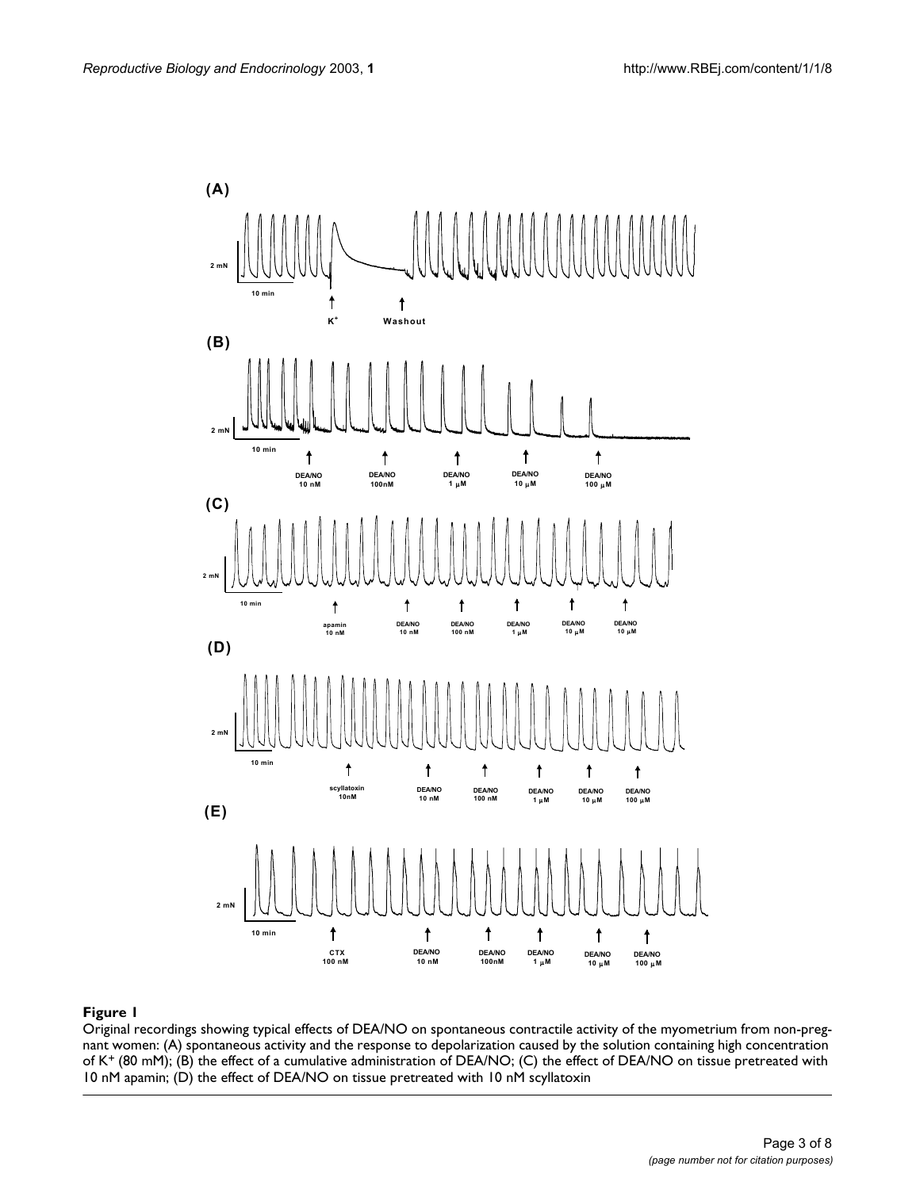**Figure 1**

Original recordings showing typical effects of DEA/NO on spontaneous contractile activity of the myometrium from non-pregnant women: (A) spontaneous activity and the response to depolarization caused by the solution containing high concentration of $K^+$ (80 mM); (B) the effect of a cumulative administration of DEA/NO; (C) the effect of DEA/NO on tissue pretreated with 10 nM apamin; (D) the effect of DEA/NO on tissue pretreated with 10 nM scyllatoxin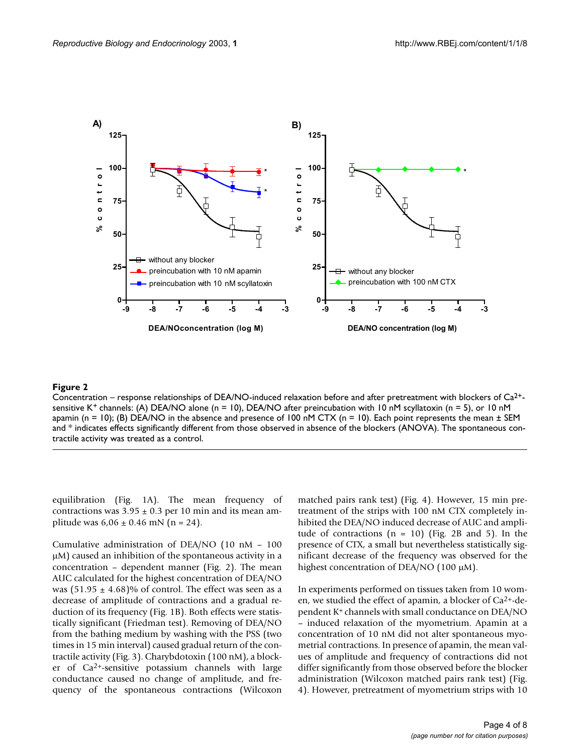**Figure 2**

Concentration – response relationships of DEA/NO-induced relaxation before and after pretreatment with blockers of $Ca^{2+}$-sensitive $K^+$ channels: (A) DEA/NO alone (n = 10), DEA/NO after preincubation with 10 nM scyllatoxin (n = 5), or 10 nM apamin (n = 10); (B) DEA/NO in the absence and presence of 100 nM CTX (n = 10). Each point represents the mean ± SEM and * indicates effects significantly different from those observed in absence of the blockers (ANOVA). The spontaneous contractile activity was treated as a control.

equilibration (Fig. 1A). The mean frequency of contractions was 3.95 ± 0.3 per 10 min and its mean amplitude was 6,06 ± 0.46 mN (n = 24).

Cumulative administration of DEA/NO (10 nM – 100 μM) caused an inhibition of the spontaneous activity in a concentration – dependent manner (Fig. 2). The mean AUC calculated for the highest concentration of DEA/NO was (51.95 ± 4.68)% of control. The effect was seen as a decrease of amplitude of contractions and a gradual reduction of its frequency (Fig. 1B). Both effects were statistically significant (Friedman test). Removing of DEA/NO from the bathing medium by washing with the PSS (two times in 15 min interval) caused gradual return of the contractile activity (Fig. 3). Charybdotoxin (100 nM), a blocker of $Ca^{2+}$-sensitive potassium channels with large conductance caused no change of amplitude, and frequency of the spontaneous contractions (Wilcoxon matched pairs rank test) (Fig. 4). However, 15 min pretreatment of the strips with 100 nM CTX completely inhibited the DEA/NO induced decrease of AUC and amplitude of contractions (n = 10) (Fig. 2B and 5). In the presence of CTX, a small but nevertheless statistically significant decrease of the frequency was observed for the highest concentration of DEA/NO (100 μM).

In experiments performed on tissues taken from 10 women, we studied the effect of apamin, a blocker of $Ca^{2+}$-dependent $K^+$ channels with small conductance on DEA/NO – induced relaxation of the myometrium. Apamin at a concentration of 10 nM did not alter spontaneous myometrial contractions. In presence of apamin, the mean values of amplitude and frequency of contractions did not differ significantly from those observed before the blocker administration (Wilcoxon matched pairs rank test) (Fig. 4). However, pretreatment of myometrium strips with 10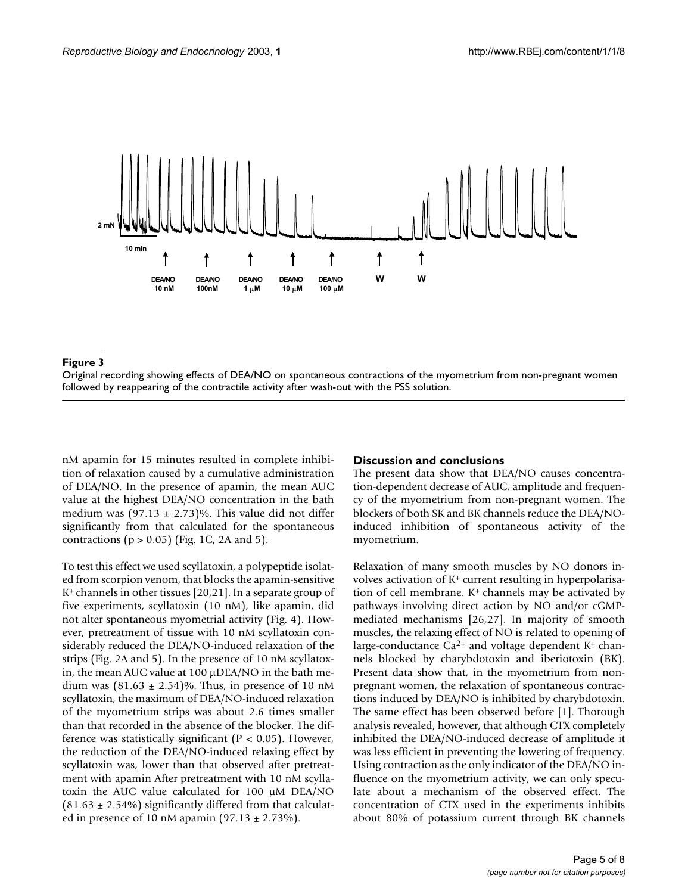**Figure 3**

Original recording showing effects of DEA/NO on spontaneous contractions of the myometrium from non-pregnant women followed by reappearing of the contractile activity after wash-out with the PSS solution.

nM apamin for 15 minutes resulted in complete inhibition of relaxation caused by a cumulative administration of DEA/NO. In the presence of apamin, the mean AUC value at the highest DEA/NO concentration in the bath medium was $(97.13 \pm 2.73)\%$. This value did not differ significantly from that calculated for the spontaneous contractions ($p > 0.05$) (Fig. 1C, 2A and 5).

To test this effect we used scyllatoxin, a polypeptide isolated from scorpion venom, that blocks the apamin-sensitive $K^+$ channels in other tissues [20,21]. In a separate group of five experiments, scyllatoxin (10 nM), like apamin, did not alter spontaneous myometrial activity (Fig. 4). However, pretreatment of tissue with 10 nM scyllatoxin considerably reduced the DEA/NO-induced relaxation of the strips (Fig. 2A and 5). In the presence of 10 nM scyllatoxin, the mean AUC value at 100 μDEA/NO in the bath medium was $(81.63 \pm 2.54)\%$. Thus, in presence of 10 nM scyllatoxin, the maximum of DEA/NO-induced relaxation of the myometrium strips was about 2.6 times smaller than that recorded in the absence of the blocker. The difference was statistically significant ($P < 0.05$). However, the reduction of the DEA/NO-induced relaxing effect by scyllatoxin, was, lower than that observed after pretreatment with apamin After pretreatment with 10 nM scyllatoxin the AUC value calculated for 100 μM DEA/NO $(81.63 \pm 2.54\%)$ significantly differed from that calculated in presence of 10 nM apamin $(97.13 \pm 2.73\%)$.

## Discussion and conclusions

The present data show that DEA/NO causes concentration-dependent decrease of AUC, amplitude and frequency of the myometrium from non-pregnant women. The blockers of both SK and BK channels reduce the DEA/NO-induced inhibition of spontaneous activity of the myometrium.

Relaxation of many smooth muscles by NO donors involves activation of $K^+$ current resulting in hyperpolarisation of cell membrane. $K^+$ channels may be activated by pathways involving direct action by NO and/or cGMP-mediated mechanisms [26,27]. In majority of smooth muscles, the relaxing effect of NO is related to opening of large-conductance $Ca^{2+}$ and voltage dependent $K^+$ channels blocked by charybdotoxin and iberiotoxin (BK). Present data show that, in the myometrium from non-pregnant women, the relaxation of spontaneous contractions induced by DEA/NO is inhibited by charybdotoxin. The same effect has been observed before [1]. Thorough analysis revealed, however, that although CTX completely inhibited the DEA/NO-induced decrease of amplitude it was less efficient in preventing the lowering of frequency. Using contraction as the only indicator of the DEA/NO influence on the myometrium activity, we can only speculate about a mechanism of the observed effect. The concentration of CTX used in the experiments inhibits about 80% of potassium current through BK channels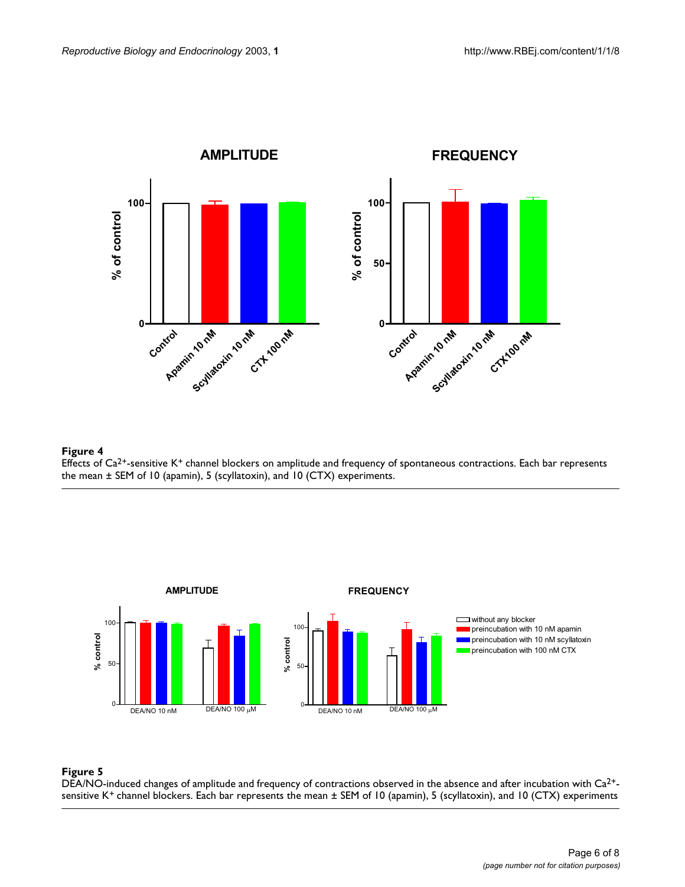**Figure 4**
Effects of $Ca^{2+}$-sensitive $K^+$ channel blockers on amplitude and frequency of spontaneous contractions. Each bar represents the mean ± SEM of 10 (apamin), 5 (scyllatoxin), and 10 (CTX) experiments.

**Figure 5**
DEA/NO-induced changes of amplitude and frequency of contractions observed in the absence and after incubation with $Ca^{2+}$-sensitive $K^+$ channel blockers. Each bar represents the mean ± SEM of 10 (apamin), 5 (scyllatoxin), and 10 (CTX) experiments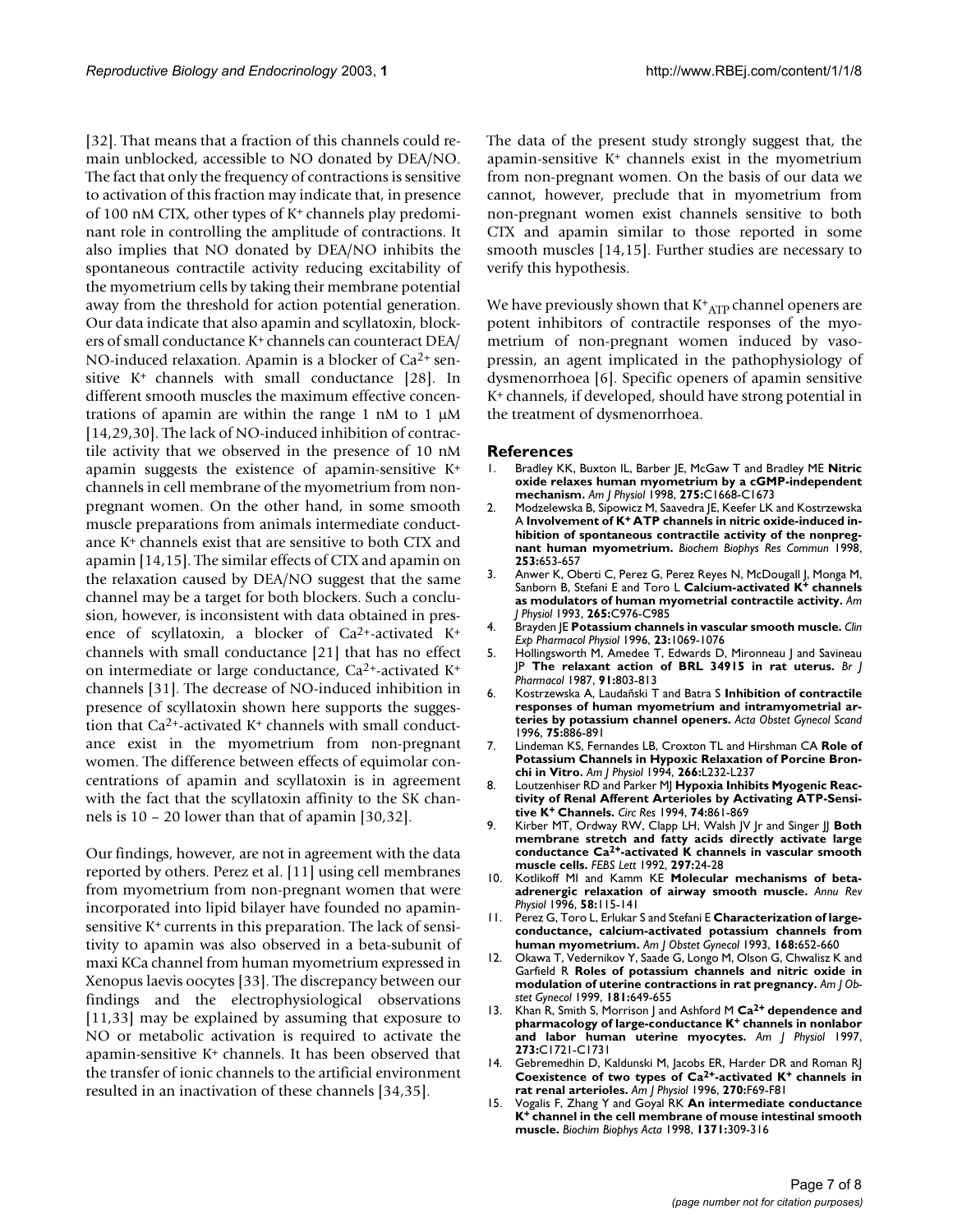[32]. That means that a fraction of this channels could remain unblocked, accessible to NO donated by DEA/NO. The fact that only the frequency of contractions is sensitive to activation of this fraction may indicate that, in presence of 100 nM CTX, other types of $K^+$ channels play predominant role in controlling the amplitude of contractions. It also implies that NO donated by DEA/NO inhibits the spontaneous contractile activity reducing excitability of the myometrium cells by taking their membrane potential away from the threshold for action potential generation. Our data indicate that also apamin and scyllatoxin, blockers of small conductance $K^+$ channels can counteract DEA/NO-induced relaxation. Apamin is a blocker of $Ca^{2+}$ sensitive $K^+$ channels with small conductance [28]. In different smooth muscles the maximum effective concentrations of apamin are within the range 1 nM to 1 μM [14,29,30]. The lack of NO-induced inhibition of contractile activity that we observed in the presence of 10 nM apamin suggests the existence of apamin-sensitive $K^+$ channels in cell membrane of the myometrium from non-pregnant women. On the other hand, in some smooth muscle preparations from animals intermediate conductance $K^+$ channels exist that are sensitive to both CTX and apamin [14,15]. The similar effects of CTX and apamin on the relaxation caused by DEA/NO suggest that the same channel may be a target for both blockers. Such a conclusion, however, is inconsistent with data obtained in presence of scyllatoxin, a blocker of $Ca^{2+}$-activated $K^+$ channels with small conductance [21] that has no effect on intermediate or large conductance, $Ca^{2+}$-activated $K^+$ channels [31]. The decrease of NO-induced inhibition in presence of scyllatoxin shown here supports the suggestion that $Ca^{2+}$-activated $K^+$ channels with small conductance exist in the myometrium from non-pregnant women. The difference between effects of equimolar concentrations of apamin and scyllatoxin is in agreement with the fact that the scyllatoxin affinity to the SK channels is 10 – 20 lower than that of apamin [30,32].

Our findings, however, are not in agreement with the data reported by others. Perez et al. [11] using cell membranes from myometrium from non-pregnant women that were incorporated into lipid bilayer have founded no apamin-sensitive $K^+$ currents in this preparation. The lack of sensitivity to apamin was also observed in a beta-subunit of maxi KCa channel from human myometrium expressed in Xenopus laevis oocytes [33]. The discrepancy between our findings and the electrophysiological observations [11,33] may be explained by assuming that exposure to NO or metabolic activation is required to activate the apamin-sensitive $K^+$ channels. It has been observed that the transfer of ionic channels to the artificial environment resulted in an inactivation of these channels [34,35].

The data of the present study strongly suggest that, the apamin-sensitive $K^+$ channels exist in the myometrium from non-pregnant women. On the basis of our data we cannot, however, preclude that in myometrium from non-pregnant women exist channels sensitive to both CTX and apamin similar to those reported in some smooth muscles [14,15]. Further studies are necessary to verify this hypothesis.

We have previously shown that $K^+_{ATP}$ channel openers are potent inhibitors of contractile responses of the myometrium of non-pregnant women induced by vasopressin, an agent implicated in the pathophysiology of dysmenorrhoea [6]. Specific openers of apamin sensitive $K^+$ channels, if developed, should have strong potential in the treatment of dysmenorrhoea.

## References

1. Bradley KK, Buxton IL, Barber JE, McGaw T and Bradley ME **Nitric oxide relaxes human myometrium by a cGMP-independent mechanism.** *Am J Physiol* 1998, **275:**C1668-C1673
2. Modzelewska B, Sipowicz M, Saavedra JE, Keefer LK and Kostrzewska A **Involvement of $K^+$ ATP channels in nitric oxide-induced inhibition of spontaneous contractile activity of the nonpregnant human myometrium.** *Biochem Biophys Res Commun* 1998, **253:**653-657
3. Anwer K, Oberti C, Perez G, Perez Reyes N, McDougall J, Monga M, Sanborn B, Stefani E and Toro L **Calcium-activated $K^+$ channels as modulators of human myometrial contractile activity.** *Am J Physiol* 1993, **265:**C976-C985
4. Brayden JE **Potassium channels in vascular smooth muscle.** *Clin Exp Pharmacol Physiol* 1996, **23:**1069-1076
5. Hollingsworth M, Amedee T, Edwards D, Mironneau J and Savineau JP **The relaxant action of BRL 34915 in rat uterus.** *Br J Pharmacol* 1987, **91:**803-813
6. Kostrzewska A, Laudański T and Batra S **Inhibition of contractile responses of human myometrium and intramyometrial arteries by potassium channel openers.** *Acta Obstet Gynecol Scand* 1996, **75:**886-891
7. Lindeman KS, Fernandes LB, Croxton TL and Hirshman CA **Role of Potassium Channels in Hypoxic Relaxation of Porcine Bronchi in Vitro.** *Am J Physiol* 1994, **266:**L232-L237
8. Loutzenhiser RD and Parker MJ **Hypoxia Inhibits Myogenic Reactivity of Renal Afferent Arterioles by Activating ATP-Sensitive $K^+$ Channels.** *Circ Res* 1994, **74:**861-869
9. Kirber MT, Ordway RW, Clapp LH, Walsh JV Jr and Singer JJ **Both membrane stretch and fatty acids directly activate large conductance $Ca^{2+}$-activated K channels in vascular smooth muscle cells.** *FEBS Lett* 1992, **297:**24-28
10. Kotlikoff MI and Kamm KE **Molecular mechanisms of beta-adrenergic relaxation of airway smooth muscle.** *Annu Rev Physiol* 1996, **58:**115-141
11. Perez G, Toro L, Erlukar S and Stefani E **Characterization of large-conductance, calcium-activated potassium channels from human myometrium.** *Am J Obstet Gynecol* 1993, **168:**652-660
12. Okawa T, Vedernikov Y, Saade G, Longo M, Olson G, Chwalisz K and Garfield R **Roles of potassium channels and nitric oxide in modulation of uterine contractions in rat pregnancy.** *Am J Obstet Gynecol* 1999, **181:**649-655
13. Khan R, Smith S, Morrison J and Ashford M **$Ca^{2+}$ dependence and pharmacology of large-conductance $K^+$ channels in nonlabor and labor human uterine myocytes.** *Am J Physiol* 1997, **273:**C1721-C1731
14. Gebremedhin D, Kaldunski M, Jacobs ER, Harder DR and Roman RJ **Coexistence of two types of $Ca^{2+}$-activated $K^+$ channels in rat renal arterioles.** *Am J Physiol* 1996, **270:**F69-F81
15. Vogalis F, Zhang Y and Goyal RK **An intermediate conductance $K^+$ channel in the cell membrane of mouse intestinal smooth muscle.** *Biochim Biophys Acta* 1998, **1371:**309-316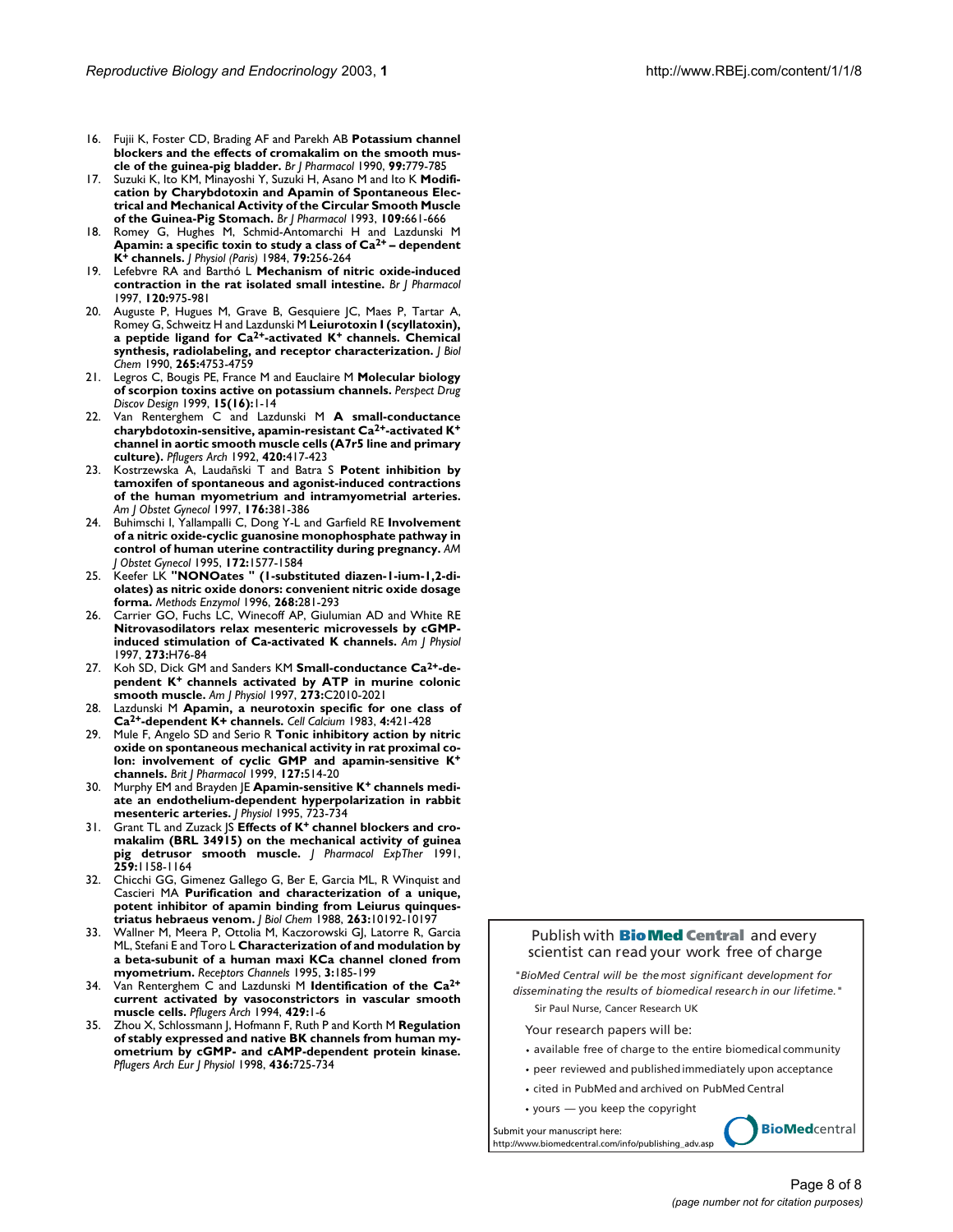16. Fujii K, Foster CD, Brading AF and Parekh AB **Potassium channel blockers and the effects of cromakalim on the smooth muscle of the guinea-pig bladder.** *Br J Pharmacol* 1990, **99:**779-785
17. Suzuki K, Ito KM, Minayoshi Y, Suzuki H, Asano M and Ito K **Modification by Charybdotoxin and Apamin of Spontaneous Electrical and Mechanical Activity of the Circular Smooth Muscle of the Guinea-Pig Stomach.** *Br J Pharmacol* 1993, **109:**661-666
18. Romey G, Hughes M, Schmid-Antomarchi H and Lazdunski M **Apamin: a specific toxin to study a class of $Ca^{2+}$ – dependent $K^+$ channels.** *J Physiol (Paris)* 1984, **79:**256-264
19. Lefebvre RA and Barthó L **Mechanism of nitric oxide-induced contraction in the rat isolated small intestine.** *Br J Pharmacol* 1997, **120:**975-981
20. Auguste P, Hugues M, Grave B, Gesquiere JC, Maes P, Tartar A, Romey G, Schweitz H and Lazdunski M **Leiurotoxin I (scyllatoxin), a peptide ligand for $Ca^{2+}$-activated $K^+$ channels. Chemical synthesis, radiolabeling, and receptor characterization.** *J Biol Chem* 1990, **265:**4753-4759
21. Legros C, Bougis PE, France M and Eauclaire M **Molecular biology of scorpion toxins active on potassium channels.** *Perspect Drug Discov Design* 1999, **15(16):**1-14
22. Van Renterghem C and Lazdunski M **A small-conductance charybdotoxin-sensitive, apamin-resistant $Ca^{2+}$-activated $K^+$ channel in aortic smooth muscle cells (A7r5 line and primary culture).** *Pflugers Arch* 1992, **420:**417-423
23. Kostrzewska A, Laudañski T and Batra S **Potent inhibition by tamoxifen of spontaneous and agonist-induced contractions of the human myometrium and intramyometrial arteries.** *Am J Obstet Gynecol* 1997, **176:**381-386
24. Buhimschi I, Yallampalli C, Dong Y-L and Garfield RE **Involvement of a nitric oxide-cyclic guanosine monophosphate pathway in control of human uterine contractility during pregnancy.** *AM J Obstet Gynecol* 1995, **172:**1577-1584
25. Keefer LK **"NONOates " (1-substituted diazen-1-ium-1,2-diolates) as nitric oxide donors: convenient nitric oxide dosage forma.** *Methods Enzymol* 1996, **268:**281-293
26. Carrier GO, Fuchs LC, Winecoff AP, Giulumian AD and White RE **Nitrovasodilators relax mesenteric microvessels by cGMP-induced stimulation of Ca-activated K channels.** *Am J Physiol* 1997, **273:**H76-84
27. Koh SD, Dick GM and Sanders KM **Small-conductance $Ca^{2+}$-dependent $K^+$ channels activated by ATP in murine colonic smooth muscle.** *Am J Physiol* 1997, **273:**C2010-2021
28. Lazdunski M **Apamin, a neurotoxin specific for one class of $Ca^{2+}$-dependent K+ channels.** *Cell Calcium* 1983, **4:**421-428
29. Mule F, Angelo SD and Serio R **Tonic inhibitory action by nitric oxide on spontaneous mechanical activity in rat proximal colon: involvement of cyclic GMP and apamin-sensitive $K^+$ channels.** *Brit J Pharmacol* 1999, **127:**514-20
30. Murphy EM and Brayden JE **Apamin-sensitive $K^+$ channels mediate an endothelium-dependent hyperpolarization in rabbit mesenteric arteries.** *J Physiol* 1995, 723-734
31. Grant TL and Zuzack JS **Effects of $K^+$ channel blockers and cromakalim (BRL 34915) on the mechanical activity of guinea pig detrusor smooth muscle.** *J Pharmacol ExpTher* 1991, **259:**1158-1164
32. Chicchi GG, Gimenez Gallego G, Ber E, Garcia ML, R Winquist and Cascieri MA **Purification and characterization of a unique, potent inhibitor of apamin binding from Leiurus quinquestriatus hebraeus venom.** *J Biol Chem* 1988, **263:**10192-10197
33. Wallner M, Meera P, Ottolia M, Kaczorowski GJ, Latorre R, Garcia ML, Stefani E and Toro L **Characterization of and modulation by a beta-subunit of a human maxi KCa channel cloned from myometrium.** *Receptors Channels* 1995, **3:**185-199
34. Van Renterghem C and Lazdunski M **Identification of the $Ca^{2+}$ current activated by vasoconstrictors in vascular smooth muscle cells.** *Pflugers Arch* 1994, **429:**1-6
35. Zhou X, Schlossmann J, Hofmann F, Ruth P and Korth M **Regulation of stably expressed and native BK channels from human myometrium by cGMP- and cAMP-dependent protein kinase.** *Pflugers Arch Eur J Physiol* 1998, **436:**725-734

Publish with **BioMed Central** and every scientist can read your work free of charge

*"BioMed Central will be the most significant development for disseminating the results of biomedical research in our lifetime."*

Sir Paul Nurse, Cancer Research UK

Your research papers will be:

- available free of charge to the entire biomedical community
- peer reviewed and published immediately upon acceptance
- cited in PubMed and archived on PubMed Central
- yours — you keep the copyright

Submit your manuscript here:
http://www.biomedcentral.com/info/publishing_adv.asp

**BioMed**central